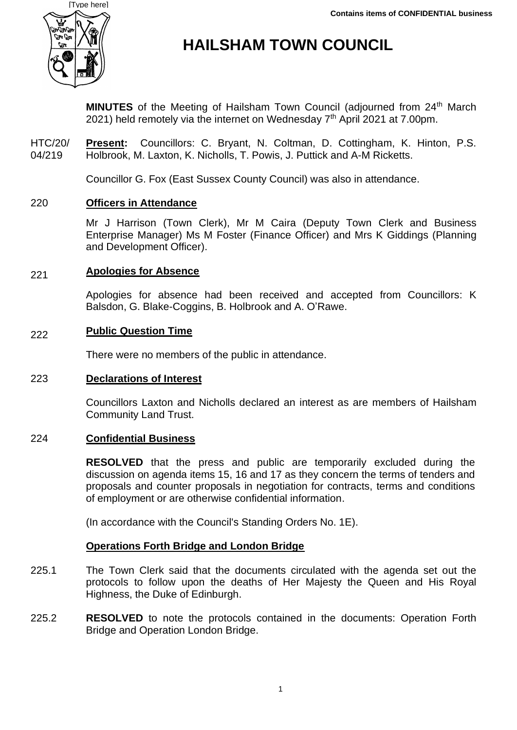Contains items of CONFIDENTIAL business

# HAILSHAM TOWN COUNCIL

**MINUTES** of the Meeting of Hailsham Town Council (adjourned from 24th March 2021) held remotely via the internet on Wednesday 7th April 2021 at 7.00pm.

HTC/20/04/219 **Present:** Councillors: C. Bryant, N. Coltman, D. Cottingham, K. Hinton, P.S. Holbrook, M. Laxton, K. Nicholls, T. Powis, J. Puttick and A-M Ricketts.

Councillor G. Fox (East Sussex County Council) was also in attendance.

220 **Officers in Attendance**

Mr J Harrison (Town Clerk), Mr M Caira (Deputy Town Clerk and Business Enterprise Manager) Ms M Foster (Finance Officer) and Mrs K Giddings (Planning and Development Officer).

221 **Apologies for Absence**

Apologies for absence had been received and accepted from Councillors: K Balsdon, G. Blake-Coggins, B. Holbrook and A. O'Rawe.

222 **Public Question Time**

There were no members of the public in attendance.

223 **Declarations of Interest**

Councillors Laxton and Nicholls declared an interest as are members of Hailsham Community Land Trust.

224 **Confidential Business**

**RESOLVED** that the press and public are temporarily excluded during the discussion on agenda items 15, 16 and 17 as they concern the terms of tenders and proposals and counter proposals in negotiation for contracts, terms and conditions of employment or are otherwise confidential information.

(In accordance with the Council's Standing Orders No. 1E).

**Operations Forth Bridge and London Bridge**

225.1 The Town Clerk said that the documents circulated with the agenda set out the protocols to follow upon the deaths of Her Majesty the Queen and His Royal Highness, the Duke of Edinburgh.

225.2 **RESOLVED** to note the protocols contained in the documents: Operation Forth Bridge and Operation London Bridge.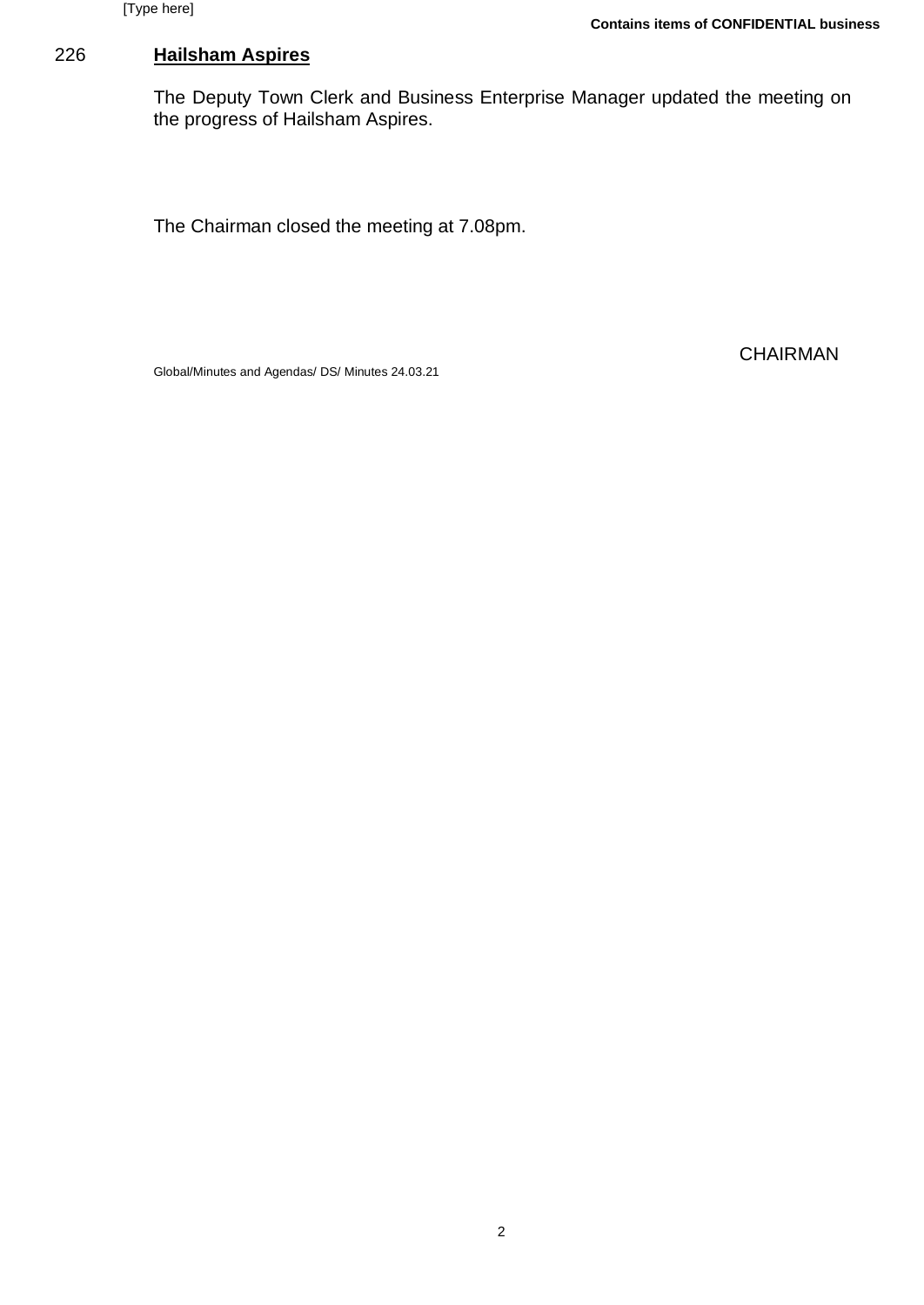226 **Hailsham Aspires**

The Deputy Town Clerk and Business Enterprise Manager updated the meeting on the progress of Hailsham Aspires.

The Chairman closed the meeting at 7.08pm.

CHAIRMAN

Global/Minutes and Agendas/ DS/ Minutes 24.03.21